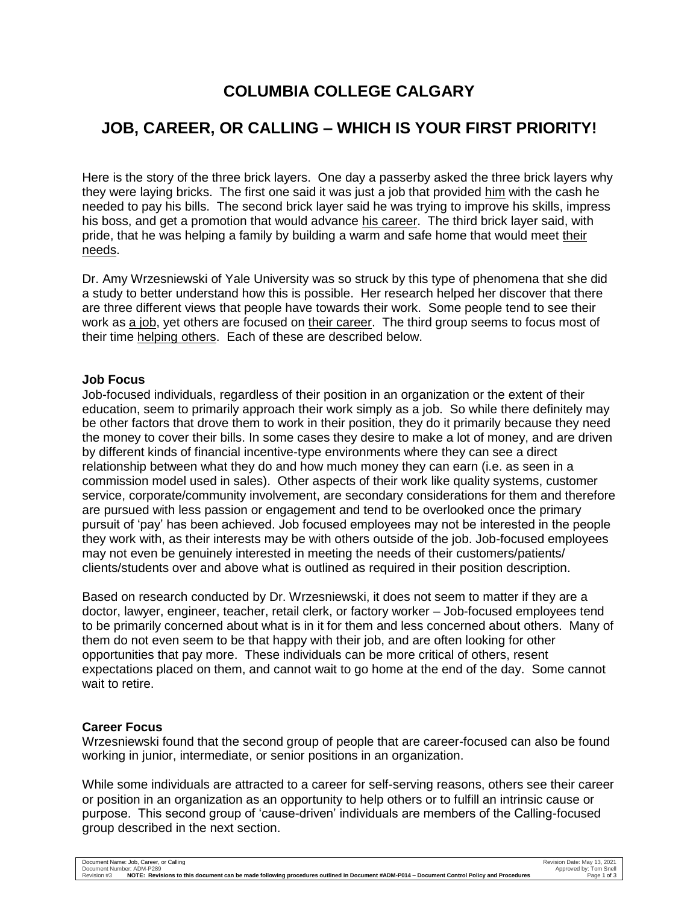# COLUMBIA COLLEGE CALGARY

## JOB, CAREER, OR CALLING – WHICH IS YOUR FIRST PRIORITY!

Here is the story of the three brick layers. One day a passerby asked the three brick layers why they were laying bricks. The first one said it was just a job that provided <u>him</u> with the cash he needed to pay his bills. The second brick layer said he was trying to improve his skills, impress his boss, and get a promotion that would advance <u>his career</u>. The third brick layer said, with pride, that he was helping a family by building a warm and safe home that would meet <u>their needs</u>.

Dr. Amy Wrzesniewski of Yale University was so struck by this type of phenomena that she did a study to better understand how this is possible. Her research helped her discover that there are three different views that people have towards their work. Some people tend to see their work as <u>a job</u>, yet others are focused on <u>their career</u>. The third group seems to focus most of their time <u>helping others</u>. Each of these are described below.

**Job Focus**

Job-focused individuals, regardless of their position in an organization or the extent of their education, seem to primarily approach their work simply as a job. So while there definitely may be other factors that drove them to work in their position, they do it primarily because they need the money to cover their bills. In some cases they desire to make a lot of money, and are driven by different kinds of financial incentive-type environments where they can see a direct relationship between what they do and how much money they can earn (i.e. as seen in a commission model used in sales). Other aspects of their work like quality systems, customer service, corporate/community involvement, are secondary considerations for them and therefore are pursued with less passion or engagement and tend to be overlooked once the primary pursuit of 'pay' has been achieved. Job focused employees may not be interested in the people they work with, as their interests may be with others outside of the job. Job-focused employees may not even be genuinely interested in meeting the needs of their customers/patients/ clients/students over and above what is outlined as required in their position description.

Based on research conducted by Dr. Wrzesniewski, it does not seem to matter if they are a doctor, lawyer, engineer, teacher, retail clerk, or factory worker – Job-focused employees tend to be primarily concerned about what is in it for them and less concerned about others. Many of them do not even seem to be that happy with their job, and are often looking for other opportunities that pay more. These individuals can be more critical of others, resent expectations placed on them, and cannot wait to go home at the end of the day. Some cannot wait to retire.

**Career Focus**

Wrzesniewski found that the second group of people that are career-focused can also be found working in junior, intermediate, or senior positions in an organization.

While some individuals are attracted to a career for self-serving reasons, others see their career or position in an organization as an opportunity to help others or to fulfill an intrinsic cause or purpose. This second group of 'cause-driven' individuals are members of the Calling-focused group described in the next section.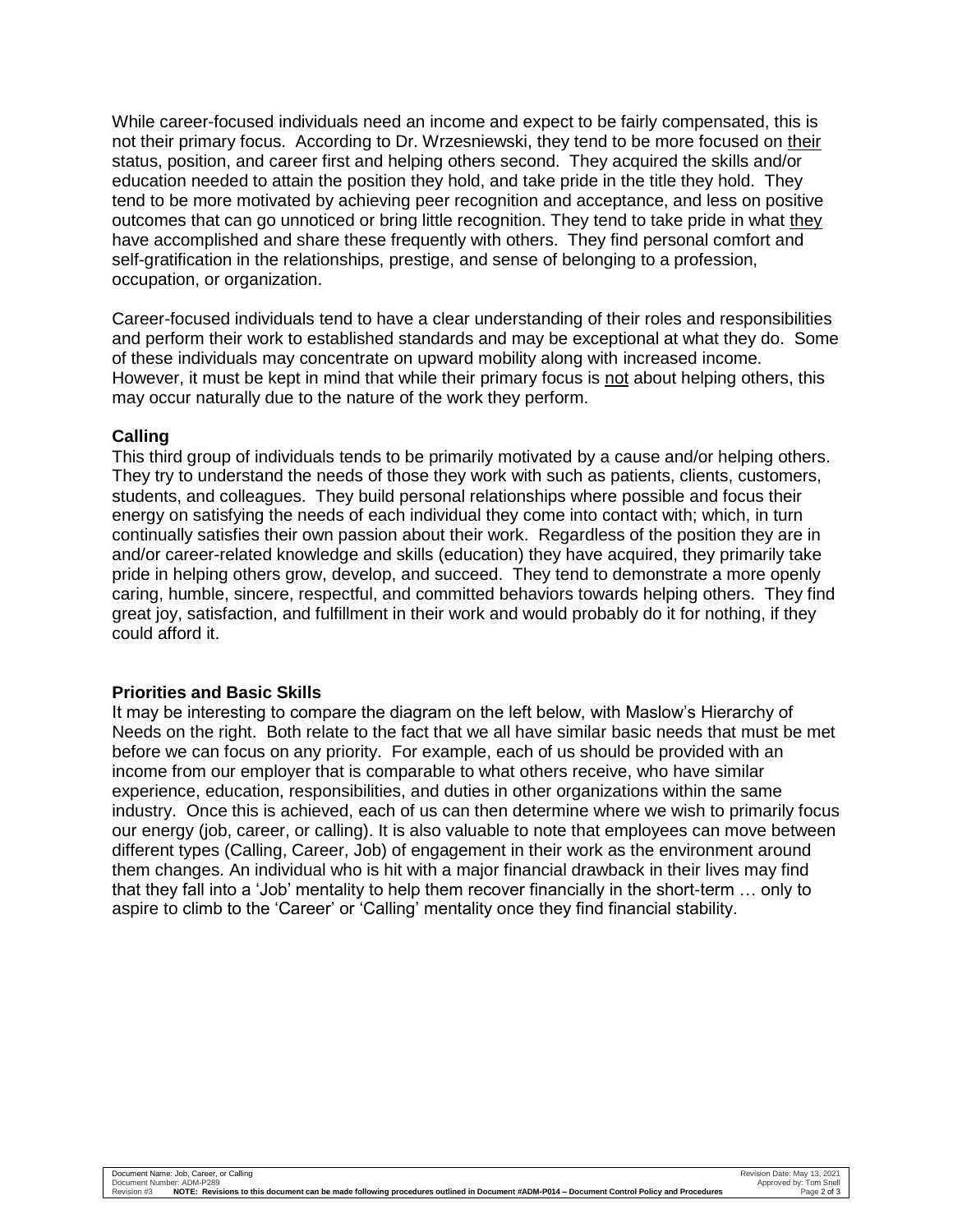While career-focused individuals need an income and expect to be fairly compensated, this is not their primary focus. According to Dr. Wrzesniewski, they tend to be more focused on <u>their</u> status, position, and career first and helping others second. They acquired the skills and/or education needed to attain the position they hold, and take pride in the title they hold. They tend to be more motivated by achieving peer recognition and acceptance, and less on positive outcomes that can go unnoticed or bring little recognition. They tend to take pride in what <u>they</u> have accomplished and share these frequently with others. They find personal comfort and self-gratification in the relationships, prestige, and sense of belonging to a profession, occupation, or organization.

Career-focused individuals tend to have a clear understanding of their roles and responsibilities and perform their work to established standards and may be exceptional at what they do. Some of these individuals may concentrate on upward mobility along with increased income. However, it must be kept in mind that while their primary focus is <u>not</u> about helping others, this may occur naturally due to the nature of the work they perform.

**Calling**

This third group of individuals tends to be primarily motivated by a cause and/or helping others. They try to understand the needs of those they work with such as patients, clients, customers, students, and colleagues. They build personal relationships where possible and focus their energy on satisfying the needs of each individual they come into contact with; which, in turn continually satisfies their own passion about their work. Regardless of the position they are in and/or career-related knowledge and skills (education) they have acquired, they primarily take pride in helping others grow, develop, and succeed. They tend to demonstrate a more openly caring, humble, sincere, respectful, and committed behaviors towards helping others. They find great joy, satisfaction, and fulfillment in their work and would probably do it for nothing, if they could afford it.

**Priorities and Basic Skills**

It may be interesting to compare the diagram on the left below, with Maslow's Hierarchy of Needs on the right. Both relate to the fact that we all have similar basic needs that must be met before we can focus on any priority. For example, each of us should be provided with an income from our employer that is comparable to what others receive, who have similar experience, education, responsibilities, and duties in other organizations within the same industry. Once this is achieved, each of us can then determine where we wish to primarily focus our energy (job, career, or calling). It is also valuable to note that employees can move between different types (Calling, Career, Job) of engagement in their work as the environment around them changes. An individual who is hit with a major financial drawback in their lives may find that they fall into a 'Job' mentality to help them recover financially in the short-term … only to aspire to climb to the 'Career' or 'Calling' mentality once they find financial stability.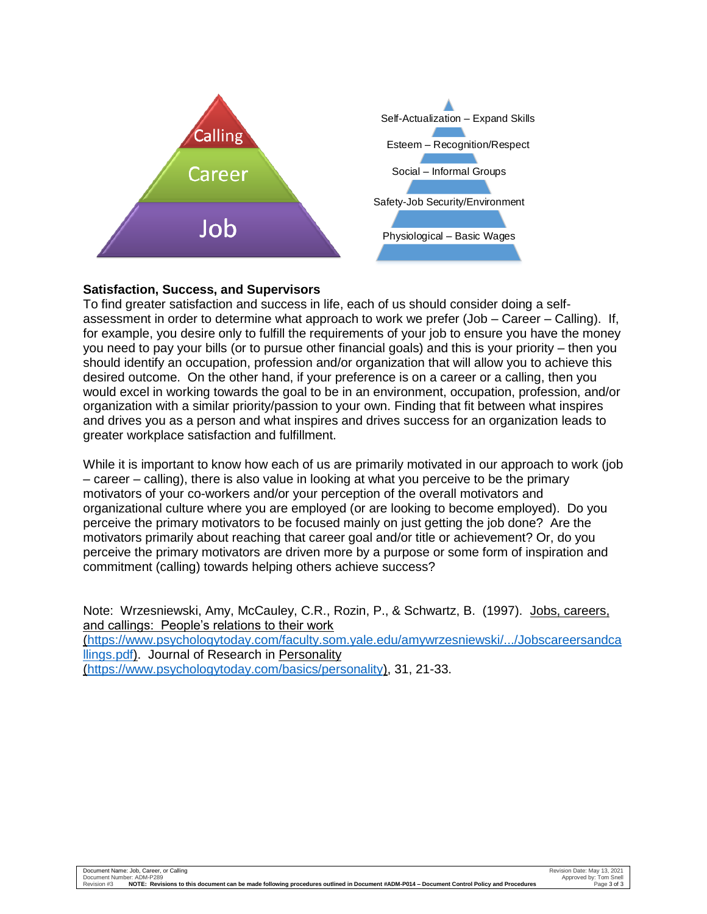Calling

Career

Job

Self-Actualization – Expand Skills

Esteem – Recognition/Respect

Social – Informal Groups

Safety-Job Security/Environment

Physiological – Basic Wages

**Satisfaction, Success, and Supervisors**

To find greater satisfaction and success in life, each of us should consider doing a self-assessment in order to determine what approach to work we prefer (Job – Career – Calling). If, for example, you desire only to fulfill the requirements of your job to ensure you have the money you need to pay your bills (or to pursue other financial goals) and this is your priority – then you should identify an occupation, profession and/or organization that will allow you to achieve this desired outcome. On the other hand, if your preference is on a career or a calling, then you would excel in working towards the goal to be in an environment, occupation, profession, and/or organization with a similar priority/passion to your own. Finding that fit between what inspires and drives you as a person and what inspires and drives success for an organization leads to greater workplace satisfaction and fulfillment.

While it is important to know how each of us are primarily motivated in our approach to work (job – career – calling), there is also value in looking at what you perceive to be the primary motivators of your co-workers and/or your perception of the overall motivators and organizational culture where you are employed (or are looking to become employed). Do you perceive the primary motivators to be focused mainly on just getting the job done? Are the motivators primarily about reaching that career goal and/or title or achievement? Or, do you perceive the primary motivators are driven more by a purpose or some form of inspiration and commitment (calling) towards helping others achieve success?

Note: Wrzesniewski, Amy, McCauley, C.R., Rozin, P., & Schwartz, B. (1997). Jobs, careers, and callings: People's relations to their work (https://www.psychologytoday.com/faculty.som.yale.edu/amywrzesniewski/.../Jobscareersandcallings.pdf). Journal of Research in Personality (https://www.psychologytoday.com/basics/personality), 31, 21-33.